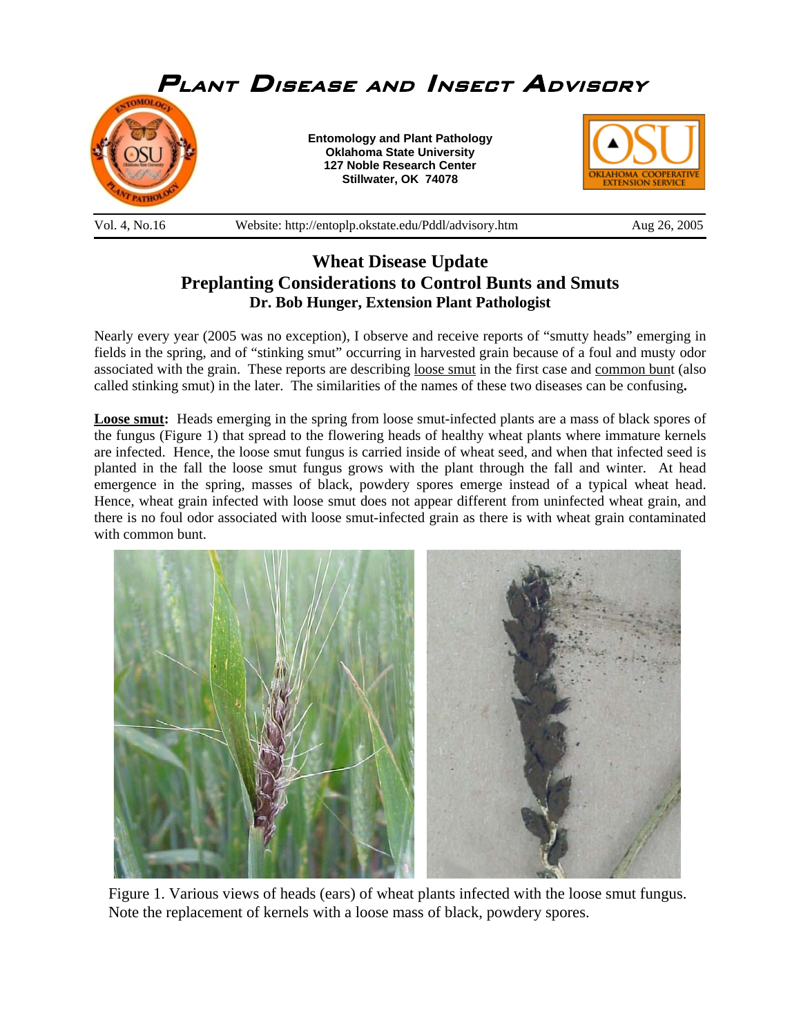# Plant Disease and Insect Advisory

**Entomology and Plant Pathology**
**Oklahoma State University**
**127 Noble Research Center**
**Stillwater, OK 74078**

Vol. 4, No.16 | Website: http://entoplp.okstate.edu/Pddl/advisory.htm | Aug 26, 2005

## Wheat Disease Update
## Preplanting Considerations to Control Bunts and Smuts
### Dr. Bob Hunger, Extension Plant Pathologist

Nearly every year (2005 was no exception), I observe and receive reports of "smutty heads" emerging in fields in the spring, and of "stinking smut" occurring in harvested grain because of a foul and musty odor associated with the grain. These reports are describing loose smut in the first case and common bunt (also called stinking smut) in the later. The similarities of the names of these two diseases can be confusing**.**

**Loose smut:** Heads emerging in the spring from loose smut-infected plants are a mass of black spores of the fungus (Figure 1) that spread to the flowering heads of healthy wheat plants where immature kernels are infected. Hence, the loose smut fungus is carried inside of wheat seed, and when that infected seed is planted in the fall the loose smut fungus grows with the plant through the fall and winter. At head emergence in the spring, masses of black, powdery spores emerge instead of a typical wheat head. Hence, wheat grain infected with loose smut does not appear different from uninfected wheat grain, and there is no foul odor associated with loose smut-infected grain as there is with wheat grain contaminated with common bunt.

Figure 1. Various views of heads (ears) of wheat plants infected with the loose smut fungus. Note the replacement of kernels with a loose mass of black, powdery spores.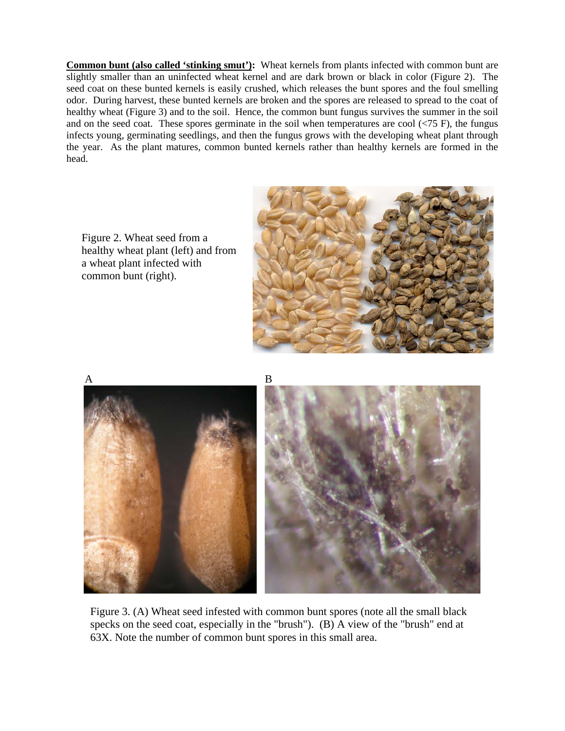**Common bunt (also called 'stinking smut'):** Wheat kernels from plants infected with common bunt are slightly smaller than an uninfected wheat kernel and are dark brown or black in color (Figure 2). The seed coat on these bunted kernels is easily crushed, which releases the bunt spores and the foul smelling odor. During harvest, these bunted kernels are broken and the spores are released to spread to the coat of healthy wheat (Figure 3) and to the soil. Hence, the common bunt fungus survives the summer in the soil and on the seed coat. These spores germinate in the soil when temperatures are cool (<75 F), the fungus infects young, germinating seedlings, and then the fungus grows with the developing wheat plant through the year. As the plant matures, common bunted kernels rather than healthy kernels are formed in the head.

Figure 2. Wheat seed from a healthy wheat plant (left) and from a wheat plant infected with common bunt (right).

A

B

Figure 3. (A) Wheat seed infested with common bunt spores (note all the small black specks on the seed coat, especially in the "brush"). (B) A view of the "brush" end at 63X. Note the number of common bunt spores in this small area.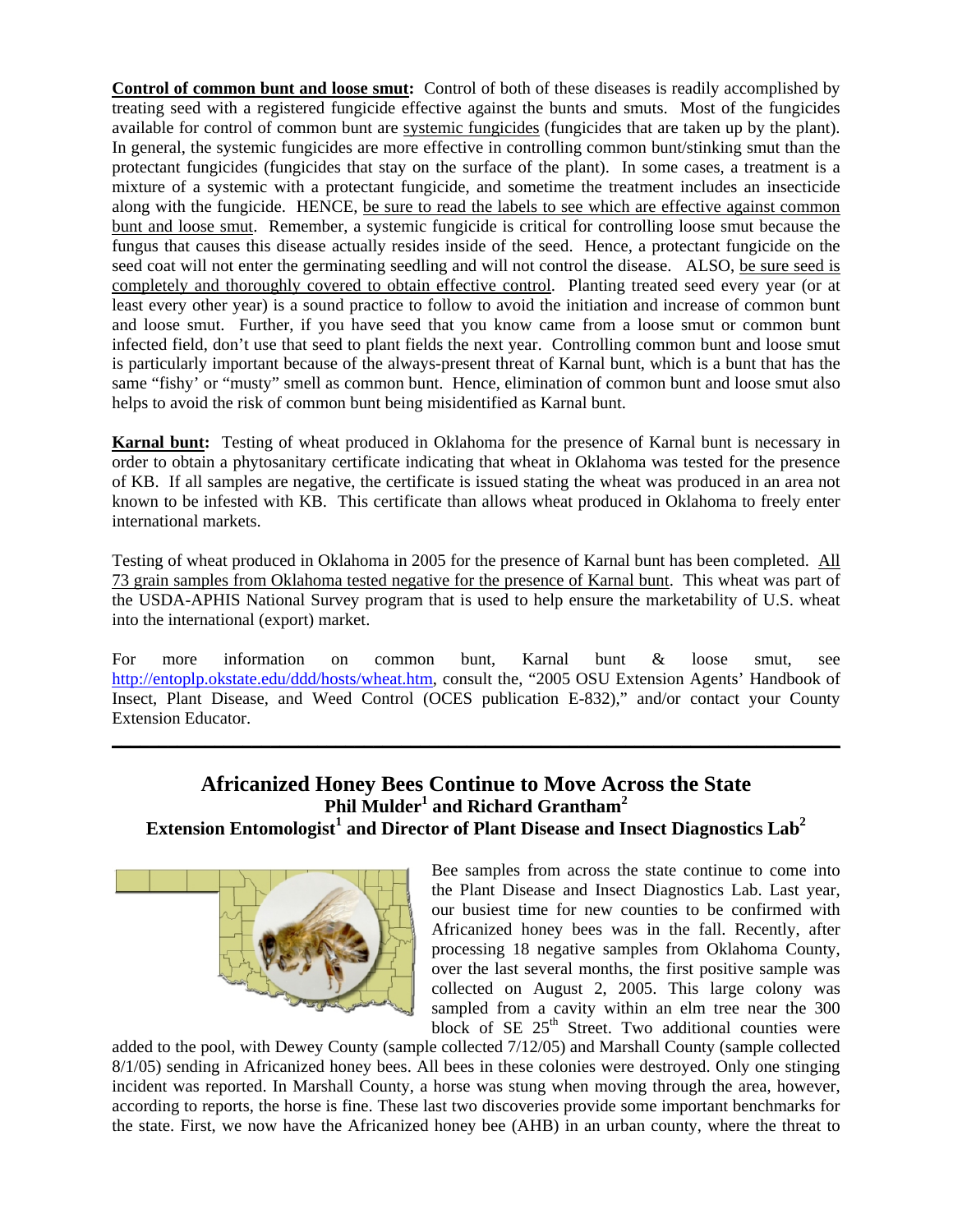**Control of common bunt and loose smut:** Control of both of these diseases is readily accomplished by treating seed with a registered fungicide effective against the bunts and smuts. Most of the fungicides available for control of common bunt are systemic fungicides (fungicides that are taken up by the plant). In general, the systemic fungicides are more effective in controlling common bunt/stinking smut than the protectant fungicides (fungicides that stay on the surface of the plant). In some cases, a treatment is a mixture of a systemic with a protectant fungicide, and sometime the treatment includes an insecticide along with the fungicide. HENCE, be sure to read the labels to see which are effective against common bunt and loose smut. Remember, a systemic fungicide is critical for controlling loose smut because the fungus that causes this disease actually resides inside of the seed. Hence, a protectant fungicide on the seed coat will not enter the germinating seedling and will not control the disease. ALSO, be sure seed is completely and thoroughly covered to obtain effective control. Planting treated seed every year (or at least every other year) is a sound practice to follow to avoid the initiation and increase of common bunt and loose smut. Further, if you have seed that you know came from a loose smut or common bunt infected field, don't use that seed to plant fields the next year. Controlling common bunt and loose smut is particularly important because of the always-present threat of Karnal bunt, which is a bunt that has the same "fishy' or "musty" smell as common bunt. Hence, elimination of common bunt and loose smut also helps to avoid the risk of common bunt being misidentified as Karnal bunt.

**Karnal bunt:** Testing of wheat produced in Oklahoma for the presence of Karnal bunt is necessary in order to obtain a phytosanitary certificate indicating that wheat in Oklahoma was tested for the presence of KB. If all samples are negative, the certificate is issued stating the wheat was produced in an area not known to be infested with KB. This certificate than allows wheat produced in Oklahoma to freely enter international markets.

Testing of wheat produced in Oklahoma in 2005 for the presence of Karnal bunt has been completed. All 73 grain samples from Oklahoma tested negative for the presence of Karnal bunt. This wheat was part of the USDA-APHIS National Survey program that is used to help ensure the marketability of U.S. wheat into the international (export) market.

For more information on common bunt, Karnal bunt & loose smut, see http://entoplp.okstate.edu/ddd/hosts/wheat.htm, consult the, "2005 OSU Extension Agents' Handbook of Insect, Plant Disease, and Weed Control (OCES publication E-832)," and/or contact your County Extension Educator.

---

## Africanized Honey Bees Continue to Move Across the State

**Phil Mulder[1] and Richard Grantham[2]**

**Extension Entomologist[1] and Director of Plant Disease and Insect Diagnostics Lab[2]**

Bee samples from across the state continue to come into the Plant Disease and Insect Diagnostics Lab. Last year, our busiest time for new counties to be confirmed with Africanized honey bees was in the fall. Recently, after processing 18 negative samples from Oklahoma County, over the last several months, the first positive sample was collected on August 2, 2005. This large colony was sampled from a cavity within an elm tree near the 300 block of SE 25th Street. Two additional counties were added to the pool, with Dewey County (sample collected 7/12/05) and Marshall County (sample collected 8/1/05) sending in Africanized honey bees. All bees in these colonies were destroyed. Only one stinging incident was reported. In Marshall County, a horse was stung when moving through the area, however, according to reports, the horse is fine. These last two discoveries provide some important benchmarks for the state. First, we now have the Africanized honey bee (AHB) in an urban county, where the threat to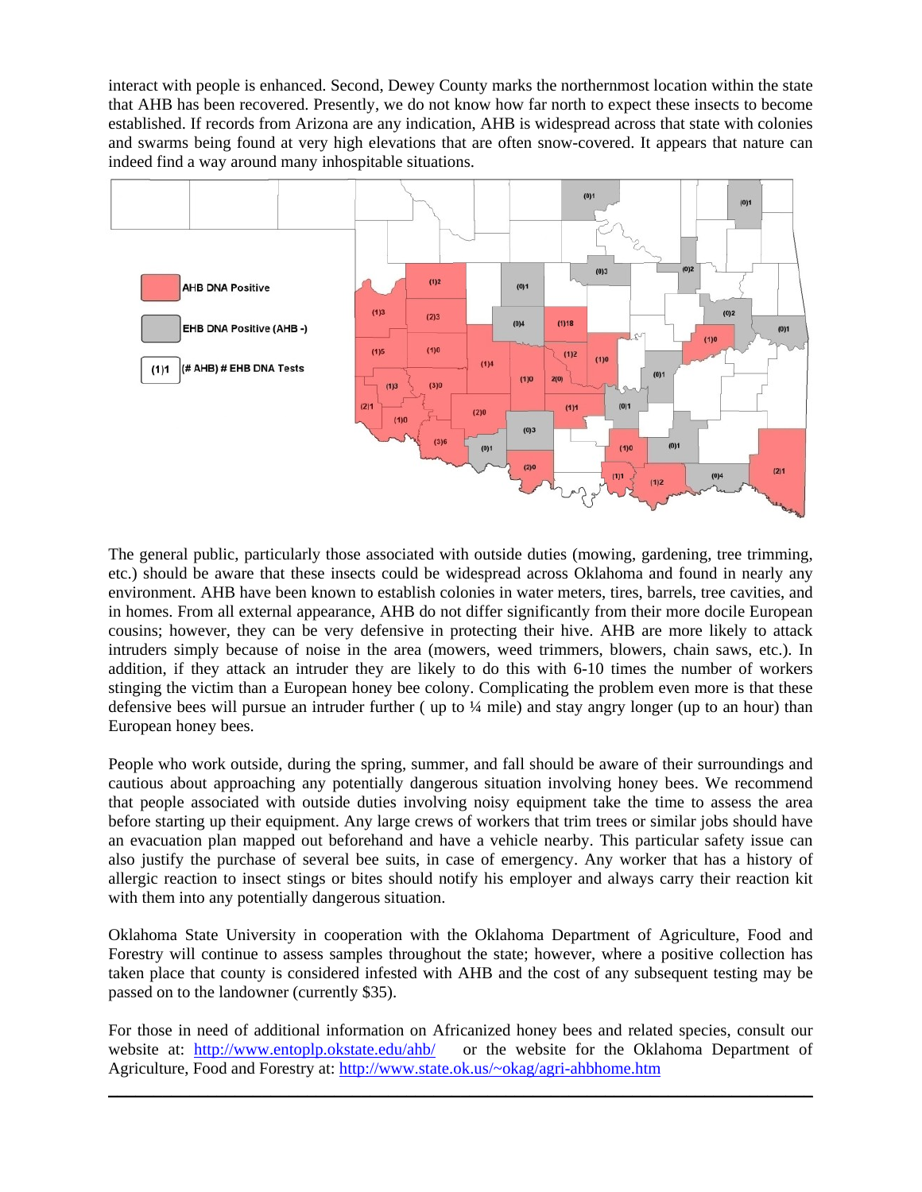interact with people is enhanced. Second, Dewey County marks the northernmost location within the state that AHB has been recovered. Presently, we do not know how far north to expect these insects to become established. If records from Arizona are any indication, AHB is widespread across that state with colonies and swarms being found at very high elevations that are often snow-covered. It appears that nature can indeed find a way around many inhospitable situations.

AHB DNA Positive

EHB DNA Positive (AHB -)

(1)1 (# AHB) # EHB DNA Tests

The general public, particularly those associated with outside duties (mowing, gardening, tree trimming, etc.) should be aware that these insects could be widespread across Oklahoma and found in nearly any environment. AHB have been known to establish colonies in water meters, tires, barrels, tree cavities, and in homes. From all external appearance, AHB do not differ significantly from their more docile European cousins; however, they can be very defensive in protecting their hive. AHB are more likely to attack intruders simply because of noise in the area (mowers, weed trimmers, blowers, chain saws, etc.). In addition, if they attack an intruder they are likely to do this with 6-10 times the number of workers stinging the victim than a European honey bee colony. Complicating the problem even more is that these defensive bees will pursue an intruder further ( up to ¼ mile) and stay angry longer (up to an hour) than European honey bees.

People who work outside, during the spring, summer, and fall should be aware of their surroundings and cautious about approaching any potentially dangerous situation involving honey bees. We recommend that people associated with outside duties involving noisy equipment take the time to assess the area before starting up their equipment. Any large crews of workers that trim trees or similar jobs should have an evacuation plan mapped out beforehand and have a vehicle nearby. This particular safety issue can also justify the purchase of several bee suits, in case of emergency. Any worker that has a history of allergic reaction to insect stings or bites should notify his employer and always carry their reaction kit with them into any potentially dangerous situation.

Oklahoma State University in cooperation with the Oklahoma Department of Agriculture, Food and Forestry will continue to assess samples throughout the state; however, where a positive collection has taken place that county is considered infested with AHB and the cost of any subsequent testing may be passed on to the landowner (currently $35).

For those in need of additional information on Africanized honey bees and related species, consult our website at: http://www.entoplp.okstate.edu/ahb/ or the website for the Oklahoma Department of Agriculture, Food and Forestry at: http://www.state.ok.us/~okag/agri-ahbhome.htm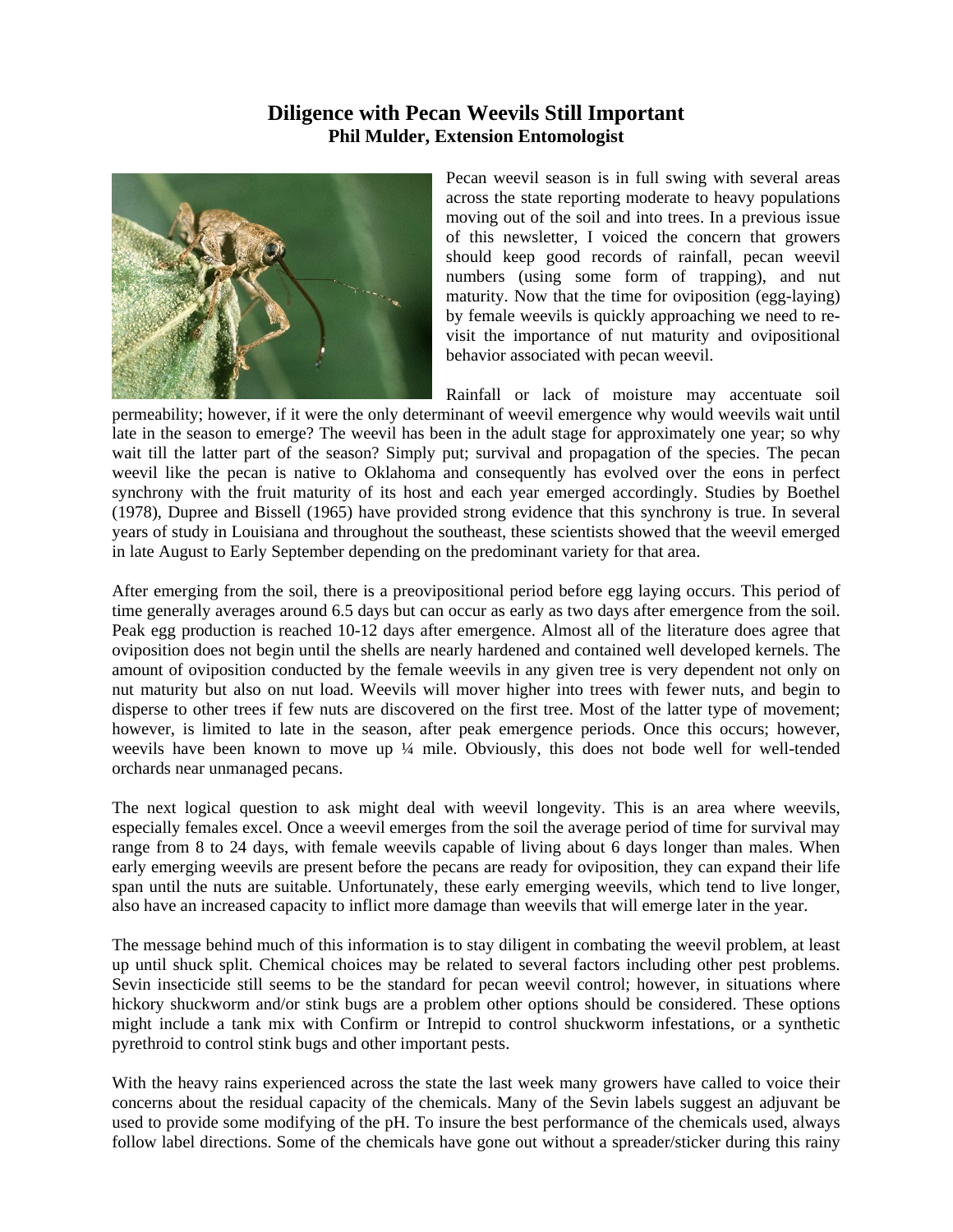## Diligence with Pecan Weevils Still Important

**Phil Mulder, Extension Entomologist**

Pecan weevil season is in full swing with several areas across the state reporting moderate to heavy populations moving out of the soil and into trees. In a previous issue of this newsletter, I voiced the concern that growers should keep good records of rainfall, pecan weevil numbers (using some form of trapping), and nut maturity. Now that the time for oviposition (egg-laying) by female weevils is quickly approaching we need to re-visit the importance of nut maturity and ovipositional behavior associated with pecan weevil.

Rainfall or lack of moisture may accentuate soil permeability; however, if it were the only determinant of weevil emergence why would weevils wait until late in the season to emerge? The weevil has been in the adult stage for approximately one year; so why wait till the latter part of the season? Simply put; survival and propagation of the species. The pecan weevil like the pecan is native to Oklahoma and consequently has evolved over the eons in perfect synchrony with the fruit maturity of its host and each year emerged accordingly. Studies by Boethel (1978), Dupree and Bissell (1965) have provided strong evidence that this synchrony is true. In several years of study in Louisiana and throughout the southeast, these scientists showed that the weevil emerged in late August to Early September depending on the predominant variety for that area.

After emerging from the soil, there is a preovipositional period before egg laying occurs. This period of time generally averages around 6.5 days but can occur as early as two days after emergence from the soil. Peak egg production is reached 10-12 days after emergence. Almost all of the literature does agree that oviposition does not begin until the shells are nearly hardened and contained well developed kernels. The amount of oviposition conducted by the female weevils in any given tree is very dependent not only on nut maturity but also on nut load. Weevils will mover higher into trees with fewer nuts, and begin to disperse to other trees if few nuts are discovered on the first tree. Most of the latter type of movement; however, is limited to late in the season, after peak emergence periods. Once this occurs; however, weevils have been known to move up ¼ mile. Obviously, this does not bode well for well-tended orchards near unmanaged pecans.

The next logical question to ask might deal with weevil longevity. This is an area where weevils, especially females excel. Once a weevil emerges from the soil the average period of time for survival may range from 8 to 24 days, with female weevils capable of living about 6 days longer than males. When early emerging weevils are present before the pecans are ready for oviposition, they can expand their life span until the nuts are suitable. Unfortunately, these early emerging weevils, which tend to live longer, also have an increased capacity to inflict more damage than weevils that will emerge later in the year.

The message behind much of this information is to stay diligent in combating the weevil problem, at least up until shuck split. Chemical choices may be related to several factors including other pest problems. Sevin insecticide still seems to be the standard for pecan weevil control; however, in situations where hickory shuckworm and/or stink bugs are a problem other options should be considered. These options might include a tank mix with Confirm or Intrepid to control shuckworm infestations, or a synthetic pyrethroid to control stink bugs and other important pests.

With the heavy rains experienced across the state the last week many growers have called to voice their concerns about the residual capacity of the chemicals. Many of the Sevin labels suggest an adjuvant be used to provide some modifying of the pH. To insure the best performance of the chemicals used, always follow label directions. Some of the chemicals have gone out without a spreader/sticker during this rainy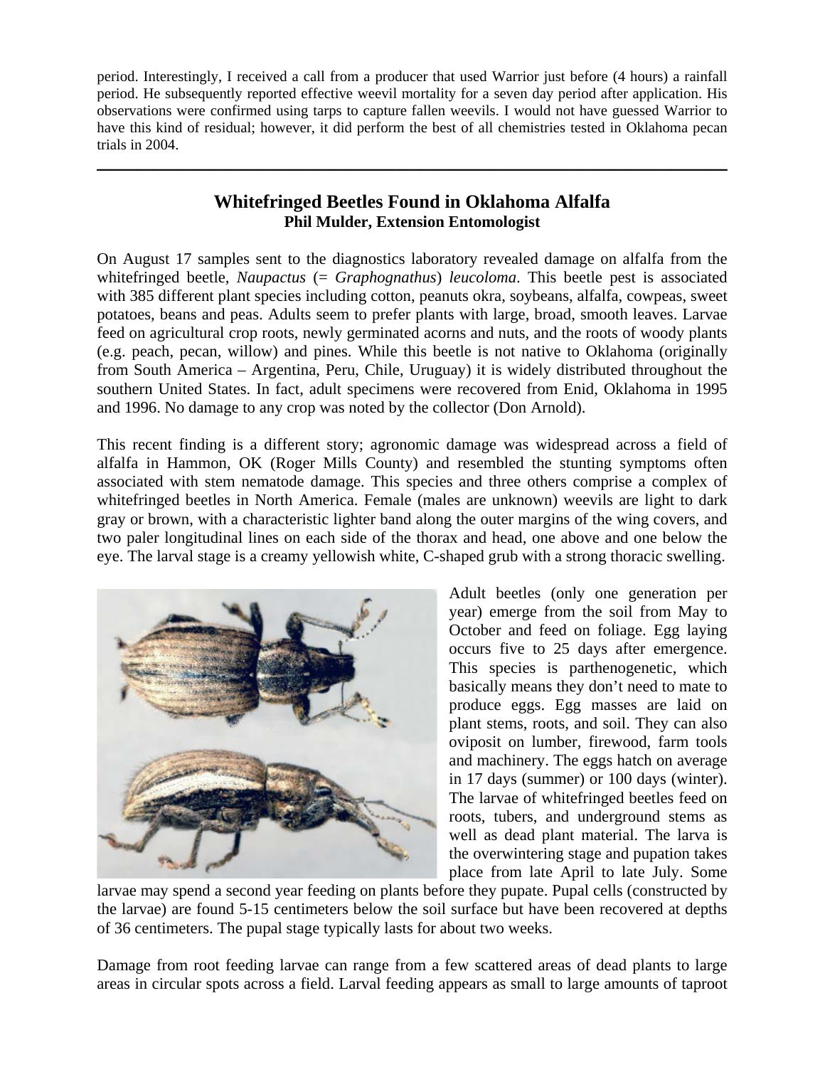period. Interestingly, I received a call from a producer that used Warrior just before (4 hours) a rainfall period. He subsequently reported effective weevil mortality for a seven day period after application. His observations were confirmed using tarps to capture fallen weevils. I would not have guessed Warrior to have this kind of residual; however, it did perform the best of all chemistries tested in Oklahoma pecan trials in 2004.

---

## Whitefringed Beetles Found in Oklahoma Alfalfa

**Phil Mulder, Extension Entomologist**

On August 17 samples sent to the diagnostics laboratory revealed damage on alfalfa from the whitefringed beetle, *Naupactus* (= *Graphognathus*) *leucoloma*. This beetle pest is associated with 385 different plant species including cotton, peanuts okra, soybeans, alfalfa, cowpeas, sweet potatoes, beans and peas. Adults seem to prefer plants with large, broad, smooth leaves. Larvae feed on agricultural crop roots, newly germinated acorns and nuts, and the roots of woody plants (e.g. peach, pecan, willow) and pines. While this beetle is not native to Oklahoma (originally from South America – Argentina, Peru, Chile, Uruguay) it is widely distributed throughout the southern United States. In fact, adult specimens were recovered from Enid, Oklahoma in 1995 and 1996. No damage to any crop was noted by the collector (Don Arnold).

This recent finding is a different story; agronomic damage was widespread across a field of alfalfa in Hammon, OK (Roger Mills County) and resembled the stunting symptoms often associated with stem nematode damage. This species and three others comprise a complex of whitefringed beetles in North America. Female (males are unknown) weevils are light to dark gray or brown, with a characteristic lighter band along the outer margins of the wing covers, and two paler longitudinal lines on each side of the thorax and head, one above and one below the eye. The larval stage is a creamy yellowish white, C-shaped grub with a strong thoracic swelling.

Adult beetles (only one generation per year) emerge from the soil from May to October and feed on foliage. Egg laying occurs five to 25 days after emergence. This species is parthenogenetic, which basically means they don't need to mate to produce eggs. Egg masses are laid on plant stems, roots, and soil. They can also oviposit on lumber, firewood, farm tools and machinery. The eggs hatch on average in 17 days (summer) or 100 days (winter). The larvae of whitefringed beetles feed on roots, tubers, and underground stems as well as dead plant material. The larva is the overwintering stage and pupation takes place from late April to late July. Some larvae may spend a second year feeding on plants before they pupate. Pupal cells (constructed by the larvae) are found 5-15 centimeters below the soil surface but have been recovered at depths of 36 centimeters. The pupal stage typically lasts for about two weeks.

Damage from root feeding larvae can range from a few scattered areas of dead plants to large areas in circular spots across a field. Larval feeding appears as small to large amounts of taproot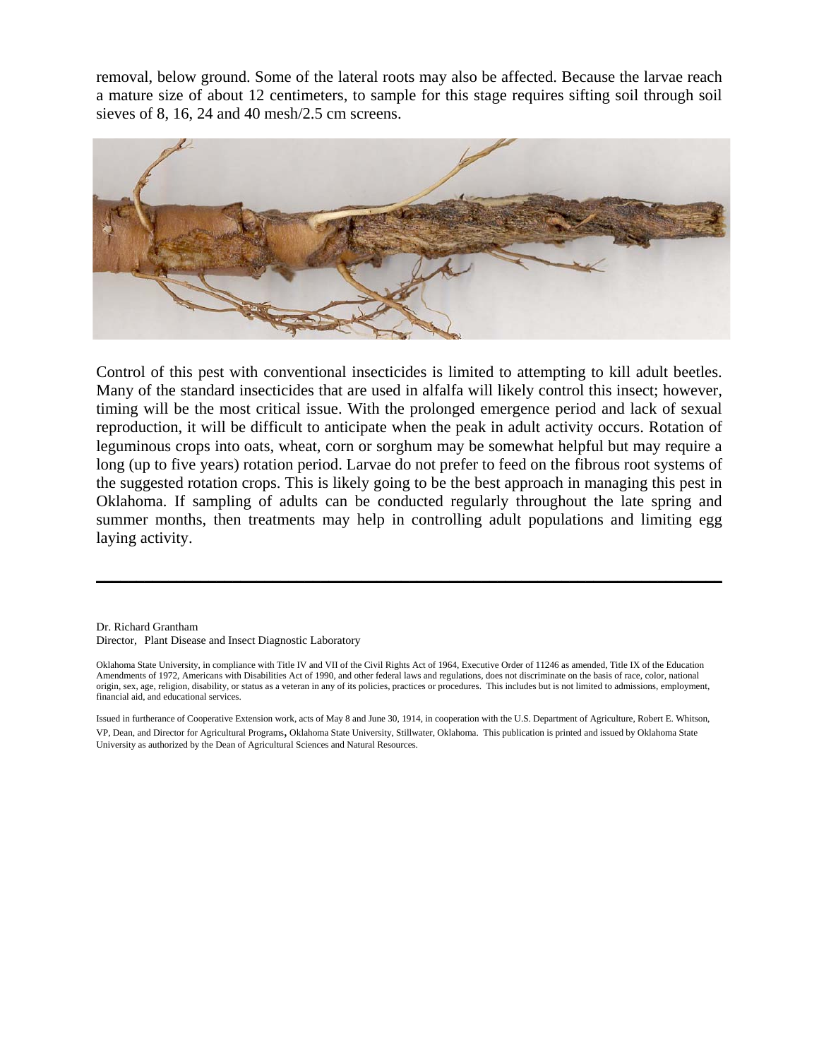removal, below ground. Some of the lateral roots may also be affected. Because the larvae reach a mature size of about 12 centimeters, to sample for this stage requires sifting soil through soil sieves of 8, 16, 24 and 40 mesh/2.5 cm screens.

Control of this pest with conventional insecticides is limited to attempting to kill adult beetles. Many of the standard insecticides that are used in alfalfa will likely control this insect; however, timing will be the most critical issue. With the prolonged emergence period and lack of sexual reproduction, it will be difficult to anticipate when the peak in adult activity occurs. Rotation of leguminous crops into oats, wheat, corn or sorghum may be somewhat helpful but may require a long (up to five years) rotation period. Larvae do not prefer to feed on the fibrous root systems of the suggested rotation crops. This is likely going to be the best approach in managing this pest in Oklahoma. If sampling of adults can be conducted regularly throughout the late spring and summer months, then treatments may help in controlling adult populations and limiting egg laying activity.

---

Dr. Richard Grantham
Director, Plant Disease and Insect Diagnostic Laboratory

Oklahoma State University, in compliance with Title IV and VII of the Civil Rights Act of 1964, Executive Order of 11246 as amended, Title IX of the Education Amendments of 1972, Americans with Disabilities Act of 1990, and other federal laws and regulations, does not discriminate on the basis of race, color, national origin, sex, age, religion, disability, or status as a veteran in any of its policies, practices or procedures. This includes but is not limited to admissions, employment, financial aid, and educational services.

Issued in furtherance of Cooperative Extension work, acts of May 8 and June 30, 1914, in cooperation with the U.S. Department of Agriculture, Robert E. Whitson, VP, Dean, and Director for Agricultural Programs, Oklahoma State University, Stillwater, Oklahoma. This publication is printed and issued by Oklahoma State University as authorized by the Dean of Agricultural Sciences and Natural Resources.